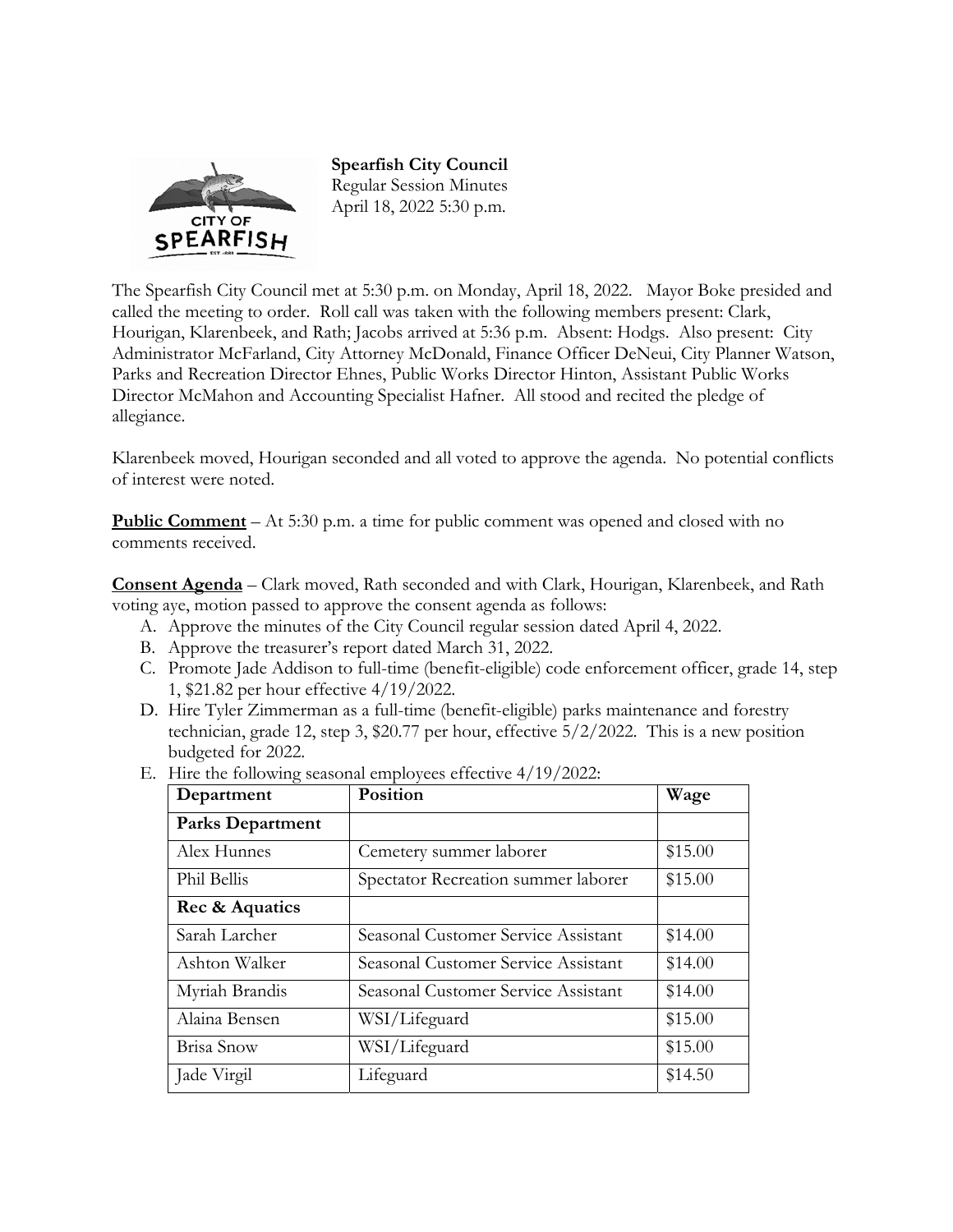**Spearfish City Council**
Regular Session Minutes
April 18, 2022 5:30 p.m.

The Spearfish City Council met at 5:30 p.m. on Monday, April 18, 2022. Mayor Boke presided and called the meeting to order. Roll call was taken with the following members present: Clark, Hourigan, Klarenbeek, and Rath; Jacobs arrived at 5:36 p.m. Absent: Hodgs. Also present: City Administrator McFarland, City Attorney McDonald, Finance Officer DeNeui, City Planner Watson, Parks and Recreation Director Ehnes, Public Works Director Hinton, Assistant Public Works Director McMahon and Accounting Specialist Hafner. All stood and recited the pledge of allegiance.

Klarenbeek moved, Hourigan seconded and all voted to approve the agenda. No potential conflicts of interest were noted.

**Public Comment** – At 5:30 p.m. a time for public comment was opened and closed with no comments received.

**Consent Agenda** – Clark moved, Rath seconded and with Clark, Hourigan, Klarenbeek, and Rath voting aye, motion passed to approve the consent agenda as follows:

A. Approve the minutes of the City Council regular session dated April 4, 2022.
B. Approve the treasurer's report dated March 31, 2022.
C. Promote Jade Addison to full-time (benefit-eligible) code enforcement officer, grade 14, step 1, $21.82 per hour effective 4/19/2022.
D. Hire Tyler Zimmerman as a full-time (benefit-eligible) parks maintenance and forestry technician, grade 12, step 3, $20.77 per hour, effective 5/2/2022. This is a new position budgeted for 2022.
E. Hire the following seasonal employees effective 4/19/2022:

| Department | Position | Wage |
|---|---|---|
| **Parks Department** | | |
| Alex Hunnes | Cemetery summer laborer | $15.00 |
| Phil Bellis | Spectator Recreation summer laborer | $15.00 |
| **Rec & Aquatics** | | |
| Sarah Larcher | Seasonal Customer Service Assistant | $14.00 |
| Ashton Walker | Seasonal Customer Service Assistant | $14.00 |
| Myriah Brandis | Seasonal Customer Service Assistant | $14.00 |
| Alaina Bensen | WSI/Lifeguard | $15.00 |
| Brisa Snow | WSI/Lifeguard | $15.00 |
| Jade Virgil | Lifeguard | $14.50 |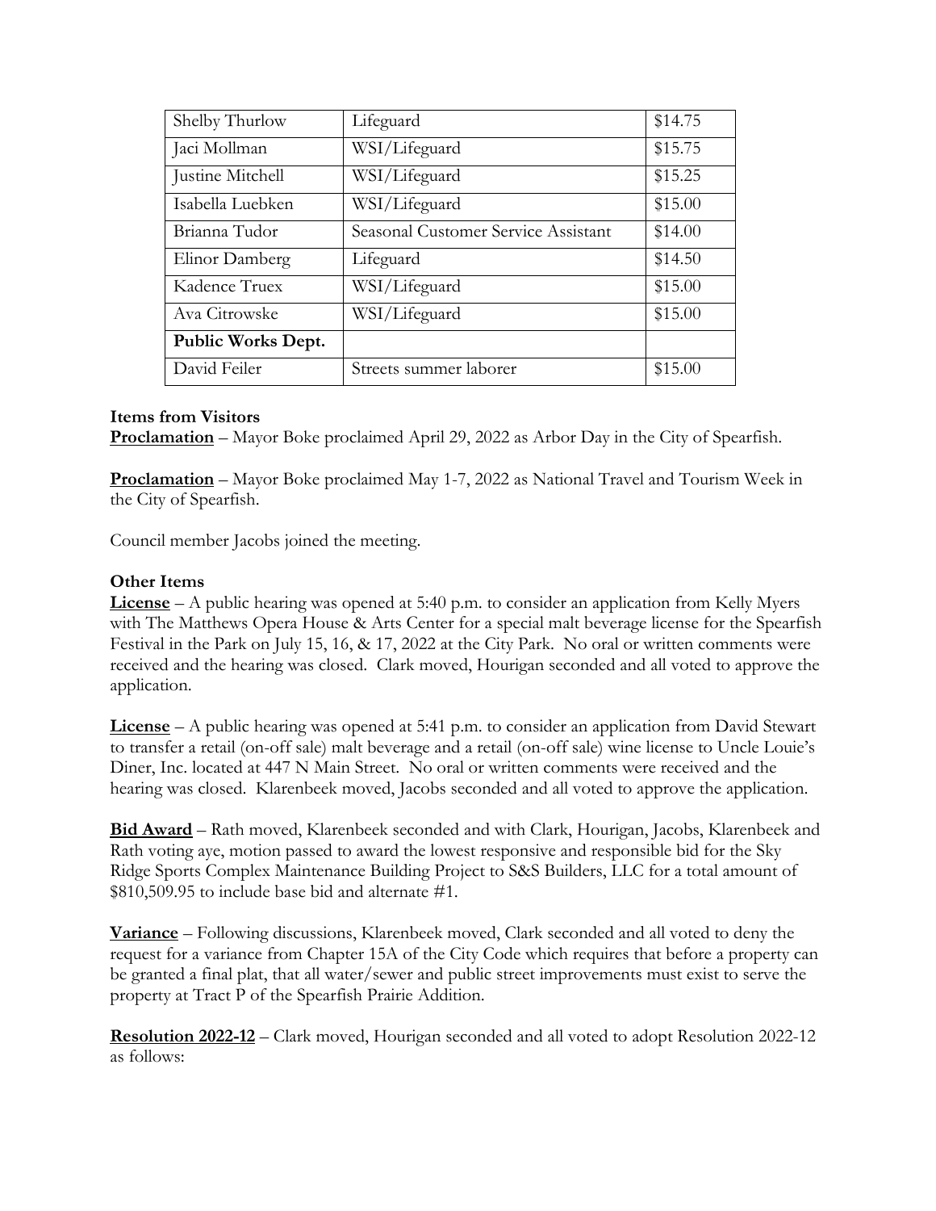| Shelby Thurlow | Lifeguard | $14.75 |
|---|---|---|
| Jaci Mollman | WSI/Lifeguard | $15.75 |
| Justine Mitchell | WSI/Lifeguard | $15.25 |
| Isabella Luebken | WSI/Lifeguard | $15.00 |
| Brianna Tudor | Seasonal Customer Service Assistant | $14.00 |
| Elinor Damberg | Lifeguard | $14.50 |
| Kadence Truex | WSI/Lifeguard | $15.00 |
| Ava Citrowske | WSI/Lifeguard | $15.00 |
| **Public Works Dept.** | | |
| David Feiler | Streets summer laborer | $15.00 |

**Items from Visitors**

**Proclamation** – Mayor Boke proclaimed April 29, 2022 as Arbor Day in the City of Spearfish.

**Proclamation** – Mayor Boke proclaimed May 1-7, 2022 as National Travel and Tourism Week in the City of Spearfish.

Council member Jacobs joined the meeting.

**Other Items**

**License** – A public hearing was opened at 5:40 p.m. to consider an application from Kelly Myers with The Matthews Opera House & Arts Center for a special malt beverage license for the Spearfish Festival in the Park on July 15, 16, & 17, 2022 at the City Park. No oral or written comments were received and the hearing was closed. Clark moved, Hourigan seconded and all voted to approve the application.

**License** – A public hearing was opened at 5:41 p.m. to consider an application from David Stewart to transfer a retail (on-off sale) malt beverage and a retail (on-off sale) wine license to Uncle Louie's Diner, Inc. located at 447 N Main Street. No oral or written comments were received and the hearing was closed. Klarenbeek moved, Jacobs seconded and all voted to approve the application.

**Bid Award** – Rath moved, Klarenbeek seconded and with Clark, Hourigan, Jacobs, Klarenbeek and Rath voting aye, motion passed to award the lowest responsive and responsible bid for the Sky Ridge Sports Complex Maintenance Building Project to S&S Builders, LLC for a total amount of $810,509.95 to include base bid and alternate #1.

**Variance** – Following discussions, Klarenbeek moved, Clark seconded and all voted to deny the request for a variance from Chapter 15A of the City Code which requires that before a property can be granted a final plat, that all water/sewer and public street improvements must exist to serve the property at Tract P of the Spearfish Prairie Addition.

**Resolution 2022-12** – Clark moved, Hourigan seconded and all voted to adopt Resolution 2022-12 as follows: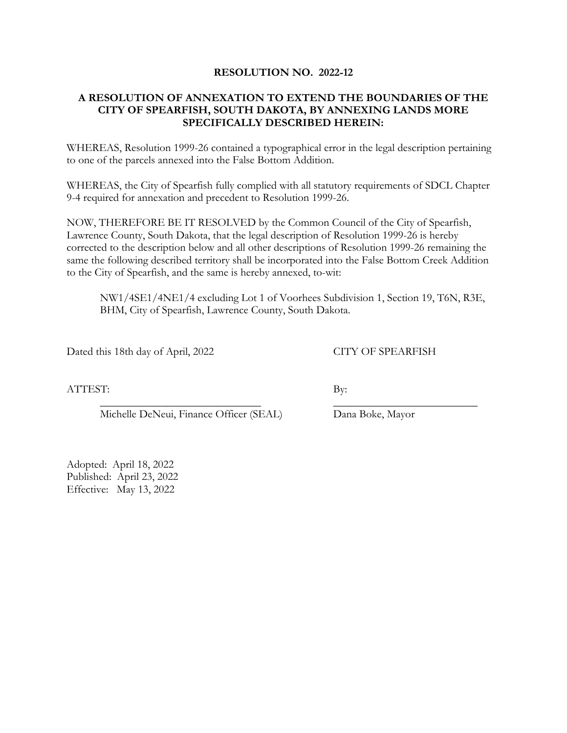**RESOLUTION NO. 2022-12**

**A RESOLUTION OF ANNEXATION TO EXTEND THE BOUNDARIES OF THE CITY OF SPEARFISH, SOUTH DAKOTA, BY ANNEXING LANDS MORE SPECIFICALLY DESCRIBED HEREIN:**

WHEREAS, Resolution 1999-26 contained a typographical error in the legal description pertaining to one of the parcels annexed into the False Bottom Addition.

WHEREAS, the City of Spearfish fully complied with all statutory requirements of SDCL Chapter 9-4 required for annexation and precedent to Resolution 1999-26.

NOW, THEREFORE BE IT RESOLVED by the Common Council of the City of Spearfish, Lawrence County, South Dakota, that the legal description of Resolution 1999-26 is hereby corrected to the description below and all other descriptions of Resolution 1999-26 remaining the same the following described territory shall be incorporated into the False Bottom Creek Addition to the City of Spearfish, and the same is hereby annexed, to-wit:

> NW1/4SE1/4NE1/4 excluding Lot 1 of Voorhees Subdivision 1, Section 19, T6N, R3E, BHM, City of Spearfish, Lawrence County, South Dakota.

Dated this 18th day of April, 2022

CITY OF SPEARFISH

ATTEST:

\_\_\_\_\_\_\_\_\_\_\_\_\_\_\_\_\_\_\_\_\_\_\_\_\_\_\_\_\_\_
Michelle DeNeui, Finance Officer (SEAL)

By:

\_\_\_\_\_\_\_\_\_\_\_\_\_\_\_\_\_\_\_\_\_\_\_\_\_\_\_\_
Dana Boke, Mayor

Adopted: April 18, 2022
Published: April 23, 2022
Effective: May 13, 2022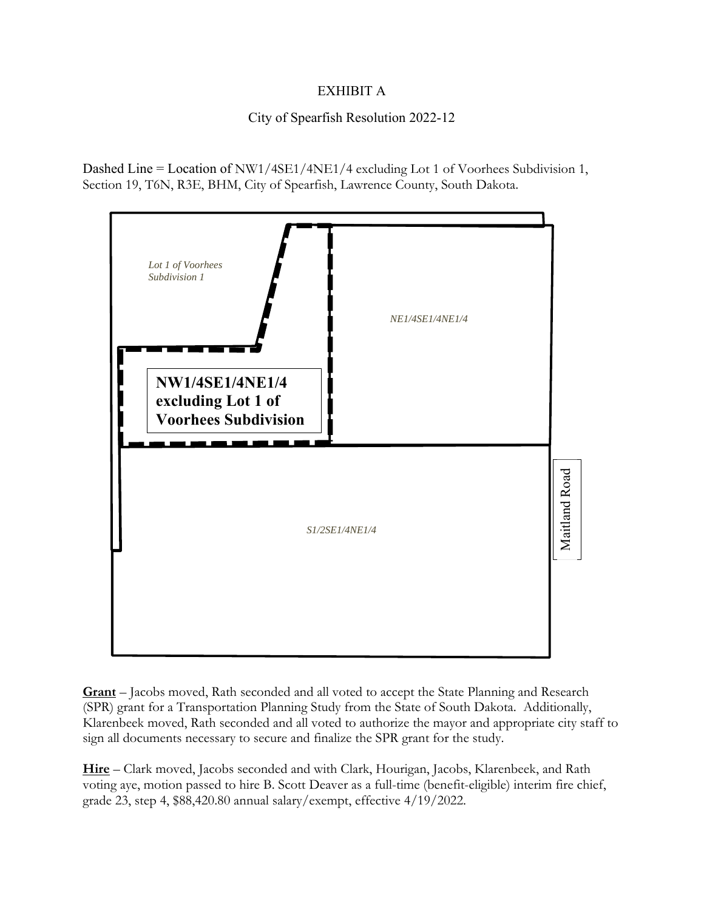EXHIBIT A

City of Spearfish Resolution 2022-12

Dashed Line = Location of NW1/4SE1/4NE1/4 excluding Lot 1 of Voorhees Subdivision 1, Section 19, T6N, R3E, BHM, City of Spearfish, Lawrence County, South Dakota.

*Lot 1 of Voorhees Subdivision 1*

*NE1/4SE1/4NE1/4*

**NW1/4SE1/4NE1/4 excluding Lot 1 of Voorhees Subdivision**

*S1/2SE1/4NE1/4*

Maitland Road

**Grant** – Jacobs moved, Rath seconded and all voted to accept the State Planning and Research (SPR) grant for a Transportation Planning Study from the State of South Dakota. Additionally, Klarenbeek moved, Rath seconded and all voted to authorize the mayor and appropriate city staff to sign all documents necessary to secure and finalize the SPR grant for the study.

**Hire** – Clark moved, Jacobs seconded and with Clark, Hourigan, Jacobs, Klarenbeek, and Rath voting aye, motion passed to hire B. Scott Deaver as a full-time (benefit-eligible) interim fire chief, grade 23, step 4, $88,420.80 annual salary/exempt, effective 4/19/2022.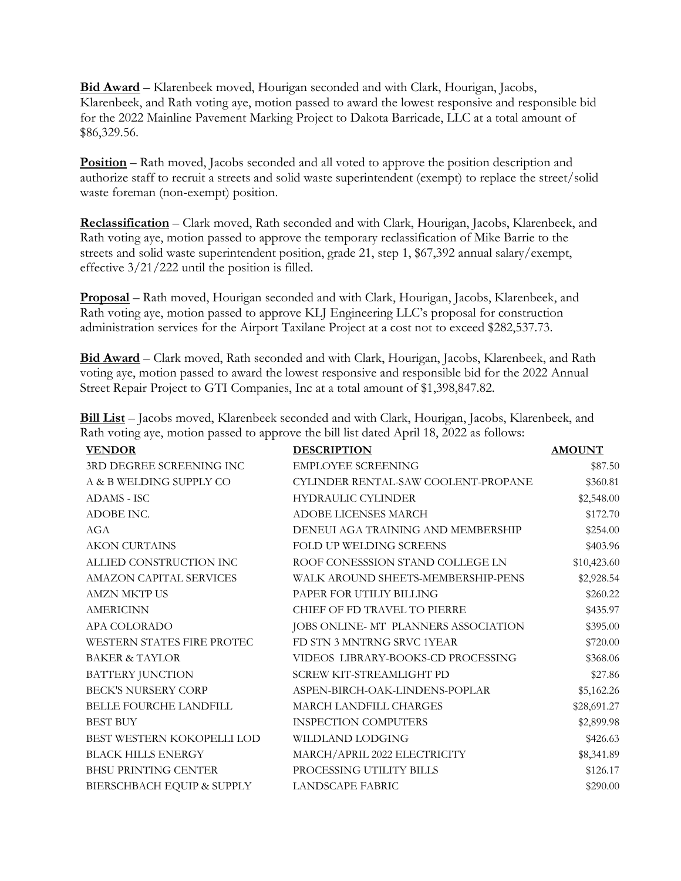**Bid Award** – Klarenbeek moved, Hourigan seconded and with Clark, Hourigan, Jacobs, Klarenbeek, and Rath voting aye, motion passed to award the lowest responsive and responsible bid for the 2022 Mainline Pavement Marking Project to Dakota Barricade, LLC at a total amount of $86,329.56.

**Position** – Rath moved, Jacobs seconded and all voted to approve the position description and authorize staff to recruit a streets and solid waste superintendent (exempt) to replace the street/solid waste foreman (non-exempt) position.

**Reclassification** – Clark moved, Rath seconded and with Clark, Hourigan, Jacobs, Klarenbeek, and Rath voting aye, motion passed to approve the temporary reclassification of Mike Barrie to the streets and solid waste superintendent position, grade 21, step 1, $67,392 annual salary/exempt, effective 3/21/222 until the position is filled.

**Proposal** – Rath moved, Hourigan seconded and with Clark, Hourigan, Jacobs, Klarenbeek, and Rath voting aye, motion passed to approve KLJ Engineering LLC's proposal for construction administration services for the Airport Taxilane Project at a cost not to exceed $282,537.73.

**Bid Award** – Clark moved, Rath seconded and with Clark, Hourigan, Jacobs, Klarenbeek, and Rath voting aye, motion passed to award the lowest responsive and responsible bid for the 2022 Annual Street Repair Project to GTI Companies, Inc at a total amount of $1,398,847.82.

**Bill List** – Jacobs moved, Klarenbeek seconded and with Clark, Hourigan, Jacobs, Klarenbeek, and Rath voting aye, motion passed to approve the bill list dated April 18, 2022 as follows:

| VENDOR | DESCRIPTION | AMOUNT |
|---|---|---|
| 3RD DEGREE SCREENING INC | EMPLOYEE SCREENING | $87.50 |
| A & B WELDING SUPPLY CO | CYLINDER RENTAL-SAW COOLENT-PROPANE | $360.81 |
| ADAMS - ISC | HYDRAULIC CYLINDER | $2,548.00 |
| ADOBE INC. | ADOBE LICENSES MARCH | $172.70 |
| AGA | DENEUI AGA TRAINING AND MEMBERSHIP | $254.00 |
| AKON CURTAINS | FOLD UP WELDING SCREENS | $403.96 |
| ALLIED CONSTRUCTION INC | ROOF CONESSSION STAND COLLEGE LN | $10,423.60 |
| AMAZON CAPITAL SERVICES | WALK AROUND SHEETS-MEMBERSHIP-PENS | $2,928.54 |
| AMZN MKTP US | PAPER FOR UTILIY BILLING | $260.22 |
| AMERICINN | CHIEF OF FD TRAVEL TO PIERRE | $435.97 |
| APA COLORADO | JOBS ONLINE- MT PLANNERS ASSOCIATION | $395.00 |
| WESTERN STATES FIRE PROTEC | FD STN 3 MNTRNG SRVC 1YEAR | $720.00 |
| BAKER & TAYLOR | VIDEOS LIBRARY-BOOKS-CD PROCESSING | $368.06 |
| BATTERY JUNCTION | SCREW KIT-STREAMLIGHT PD | $27.86 |
| BECK'S NURSERY CORP | ASPEN-BIRCH-OAK-LINDENS-POPLAR | $5,162.26 |
| BELLE FOURCHE LANDFILL | MARCH LANDFILL CHARGES | $28,691.27 |
| BEST BUY | INSPECTION COMPUTERS | $2,899.98 |
| BEST WESTERN KOKOPELLI LOD | WILDLAND LODGING | $426.63 |
| BLACK HILLS ENERGY | MARCH/APRIL 2022 ELECTRICITY | $8,341.89 |
| BHSU PRINTING CENTER | PROCESSING UTILITY BILLS | $126.17 |
| BIERSCHBACH EQUIP & SUPPLY | LANDSCAPE FABRIC | $290.00 |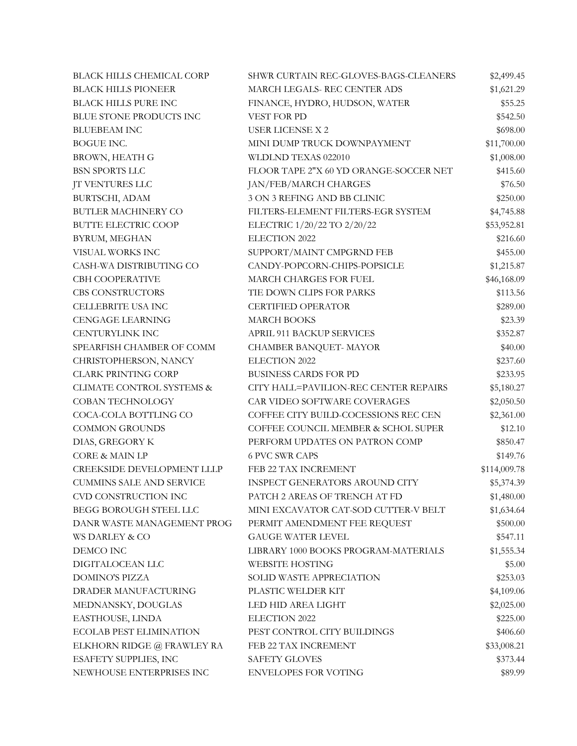| | | |
|---|---|---|
| BLACK HILLS CHEMICAL CORP | SHWR CURTAIN REC-GLOVES-BAGS-CLEANERS | $2,499.45 |
| BLACK HILLS PIONEER | MARCH LEGALS- REC CENTER ADS | $1,621.29 |
| BLACK HILLS PURE INC | FINANCE, HYDRO, HUDSON, WATER | $55.25 |
| BLUE STONE PRODUCTS INC | VEST FOR PD | $542.50 |
| BLUEBEAM INC | USER LICENSE X 2 | $698.00 |
| BOGUE INC. | MINI DUMP TRUCK DOWNPAYMENT | $11,700.00 |
| BROWN, HEATH G | WLDLND TEXAS 022010 | $1,008.00 |
| BSN SPORTS LLC | FLOOR TAPE 2"X 60 YD ORANGE-SOCCER NET | $415.60 |
| JT VENTURES LLC | JAN/FEB/MARCH CHARGES | $76.50 |
| BURTSCHI, ADAM | 3 ON 3 REFING AND BB CLINIC | $250.00 |
| BUTLER MACHINERY CO | FILTERS-ELEMENT FILTERS-EGR SYSTEM | $4,745.88 |
| BUTTE ELECTRIC COOP | ELECTRIC 1/20/22 TO 2/20/22 | $53,952.81 |
| BYRUM, MEGHAN | ELECTION 2022 | $216.60 |
| VISUAL WORKS INC | SUPPORT/MAINT CMPGRND FEB | $455.00 |
| CASH-WA DISTRIBUTING CO | CANDY-POPCORN-CHIPS-POPSICLE | $1,215.87 |
| CBH COOPERATIVE | MARCH CHARGES FOR FUEL | $46,168.09 |
| CBS CONSTRUCTORS | TIE DOWN CLIPS FOR PARKS | $113.56 |
| CELLEBRITE USA INC | CERTIFIED OPERATOR | $289.00 |
| CENGAGE LEARNING | MARCH BOOKS | $23.39 |
| CENTURYLINK INC | APRIL 911 BACKUP SERVICES | $352.87 |
| SPEARFISH CHAMBER OF COMM | CHAMBER BANQUET- MAYOR | $40.00 |
| CHRISTOPHERSON, NANCY | ELECTION 2022 | $237.60 |
| CLARK PRINTING CORP | BUSINESS CARDS FOR PD | $233.95 |
| CLIMATE CONTROL SYSTEMS & | CITY HALL=PAVILION-REC CENTER REPAIRS | $5,180.27 |
| COBAN TECHNOLOGY | CAR VIDEO SOFTWARE COVERAGES | $2,050.50 |
| COCA-COLA BOTTLING CO | COFFEE CITY BUILD-COCESSIONS REC CEN | $2,361.00 |
| COMMON GROUNDS | COFFEE COUNCIL MEMBER & SCHOL SUPER | $12.10 |
| DIAS, GREGORY K | PERFORM UPDATES ON PATRON COMP | $850.47 |
| CORE & MAIN LP | 6 PVC SWR CAPS | $149.76 |
| CREEKSIDE DEVELOPMENT LLLP | FEB 22 TAX INCREMENT | $114,009.78 |
| CUMMINS SALE AND SERVICE | INSPECT GENERATORS AROUND CITY | $5,374.39 |
| CVD CONSTRUCTION INC | PATCH 2 AREAS OF TRENCH AT FD | $1,480.00 |
| BEGG BOROUGH STEEL LLC | MINI EXCAVATOR CAT-SOD CUTTER-V BELT | $1,634.64 |
| DANR WASTE MANAGEMENT PROG | PERMIT AMENDMENT FEE REQUEST | $500.00 |
| WS DARLEY & CO | GAUGE WATER LEVEL | $547.11 |
| DEMCO INC | LIBRARY 1000 BOOKS PROGRAM-MATERIALS | $1,555.34 |
| DIGITALOCEAN LLC | WEBSITE HOSTING | $5.00 |
| DOMINO'S PIZZA | SOLID WASTE APPRECIATION | $253.03 |
| DRADER MANUFACTURING | PLASTIC WELDER KIT | $4,109.06 |
| MEDNANSKY, DOUGLAS | LED HID AREA LIGHT | $2,025.00 |
| EASTHOUSE, LINDA | ELECTION 2022 | $225.00 |
| ECOLAB PEST ELIMINATION | PEST CONTROL CITY BUILDINGS | $406.60 |
| ELKHORN RIDGE @ FRAWLEY RA | FEB 22 TAX INCREMENT | $33,008.21 |
| ESAFETY SUPPLIES, INC | SAFETY GLOVES | $373.44 |
| NEWHOUSE ENTERPRISES INC | ENVELOPES FOR VOTING | $89.99 |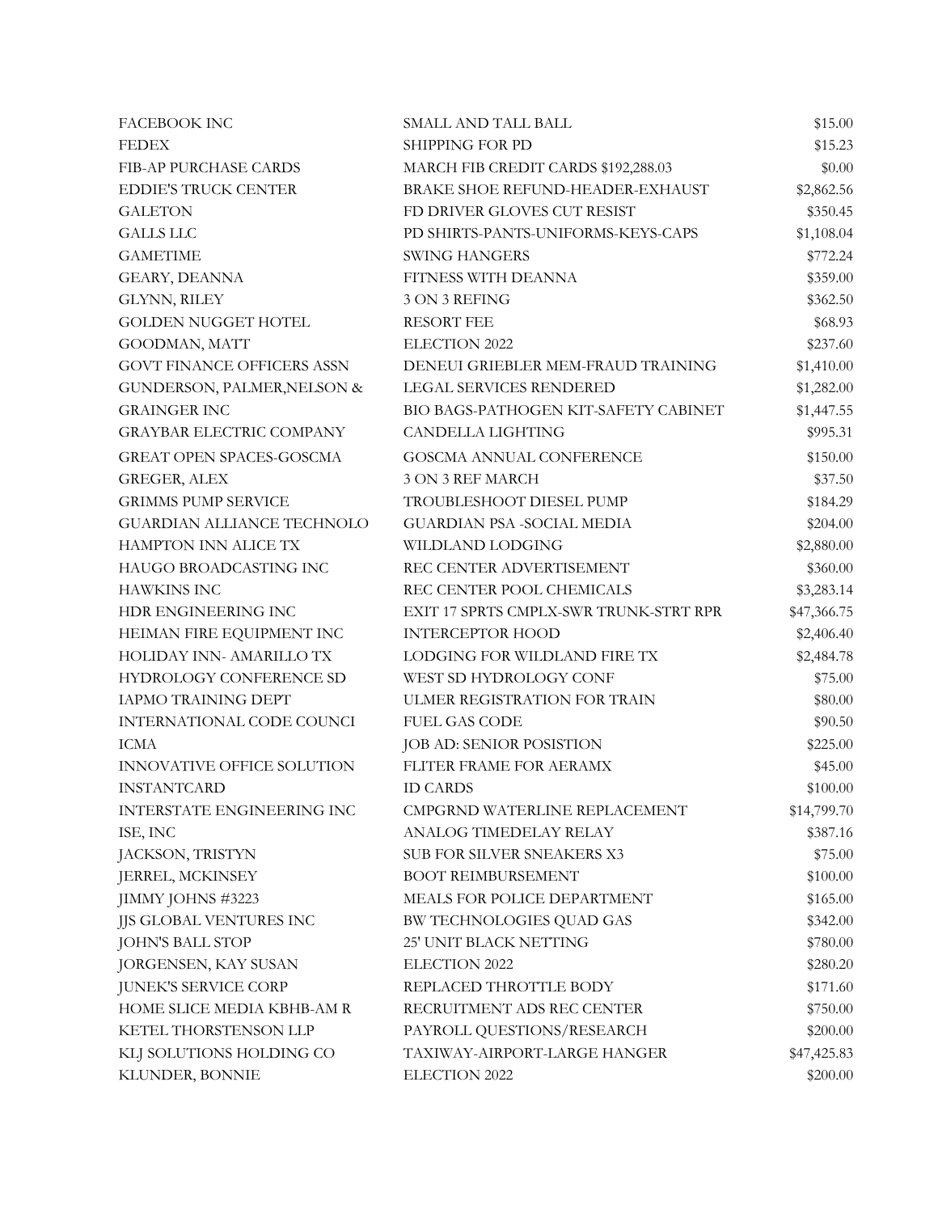| | | |
|---|---|---|
| FACEBOOK INC | SMALL AND TALL BALL | $15.00 |
| FEDEX | SHIPPING FOR PD | $15.23 |
| FIB-AP PURCHASE CARDS | MARCH FIB CREDIT CARDS $192,288.03 | $0.00 |
| EDDIE'S TRUCK CENTER | BRAKE SHOE REFUND-HEADER-EXHAUST | $2,862.56 |
| GALETON | FD DRIVER GLOVES CUT RESIST | $350.45 |
| GALLS LLC | PD SHIRTS-PANTS-UNIFORMS-KEYS-CAPS | $1,108.04 |
| GAMETIME | SWING HANGERS | $772.24 |
| GEARY, DEANNA | FITNESS WITH DEANNA | $359.00 |
| GLYNN, RILEY | 3 ON 3 REFING | $362.50 |
| GOLDEN NUGGET HOTEL | RESORT FEE | $68.93 |
| GOODMAN, MATT | ELECTION 2022 | $237.60 |
| GOVT FINANCE OFFICERS ASSN | DENEUI GRIEBLER MEM-FRAUD TRAINING | $1,410.00 |
| GUNDERSON, PALMER,NELSON & | LEGAL SERVICES RENDERED | $1,282.00 |
| GRAINGER INC | BIO BAGS-PATHOGEN KIT-SAFETY CABINET | $1,447.55 |
| GRAYBAR ELECTRIC COMPANY | CANDELLA LIGHTING | $995.31 |
| GREAT OPEN SPACES-GOSCMA | GOSCMA ANNUAL CONFERENCE | $150.00 |
| GREGER, ALEX | 3 ON 3 REF MARCH | $37.50 |
| GRIMMS PUMP SERVICE | TROUBLESHOOT DIESEL PUMP | $184.29 |
| GUARDIAN ALLIANCE TECHNOLO | GUARDIAN PSA -SOCIAL MEDIA | $204.00 |
| HAMPTON INN ALICE TX | WILDLAND LODGING | $2,880.00 |
| HAUGO BROADCASTING INC | REC CENTER ADVERTISEMENT | $360.00 |
| HAWKINS INC | REC CENTER POOL CHEMICALS | $3,283.14 |
| HDR ENGINEERING INC | EXIT 17 SPRTS CMPLX-SWR TRUNK-STRT RPR | $47,366.75 |
| HEIMAN FIRE EQUIPMENT INC | INTERCEPTOR HOOD | $2,406.40 |
| HOLIDAY INN- AMARILLO TX | LODGING FOR WILDLAND FIRE TX | $2,484.78 |
| HYDROLOGY CONFERENCE SD | WEST SD HYDROLOGY CONF | $75.00 |
| IAPMO TRAINING DEPT | ULMER REGISTRATION FOR TRAIN | $80.00 |
| INTERNATIONAL CODE COUNCI | FUEL GAS CODE | $90.50 |
| ICMA | JOB AD: SENIOR POSISTION | $225.00 |
| INNOVATIVE OFFICE SOLUTION | FLITER FRAME FOR AERAMX | $45.00 |
| INSTANTCARD | ID CARDS | $100.00 |
| INTERSTATE ENGINEERING INC | CMPGRND WATERLINE REPLACEMENT | $14,799.70 |
| ISE, INC | ANALOG TIMEDELAY RELAY | $387.16 |
| JACKSON, TRISTYN | SUB FOR SILVER SNEAKERS X3 | $75.00 |
| JERREL, MCKINSEY | BOOT REIMBURSEMENT | $100.00 |
| JIMMY JOHNS #3223 | MEALS FOR POLICE DEPARTMENT | $165.00 |
| JJS GLOBAL VENTURES INC | BW TECHNOLOGIES QUAD GAS | $342.00 |
| JOHN'S BALL STOP | 25' UNIT BLACK NETTING | $780.00 |
| JORGENSEN, KAY SUSAN | ELECTION 2022 | $280.20 |
| JUNEK'S SERVICE CORP | REPLACED THROTTLE BODY | $171.60 |
| HOME SLICE MEDIA KBHB-AM R | RECRUITMENT ADS REC CENTER | $750.00 |
| KETEL THORSTENSON LLP | PAYROLL QUESTIONS/RESEARCH | $200.00 |
| KLJ SOLUTIONS HOLDING CO | TAXIWAY-AIRPORT-LARGE HANGER | $47,425.83 |
| KLUNDER, BONNIE | ELECTION 2022 | $200.00 |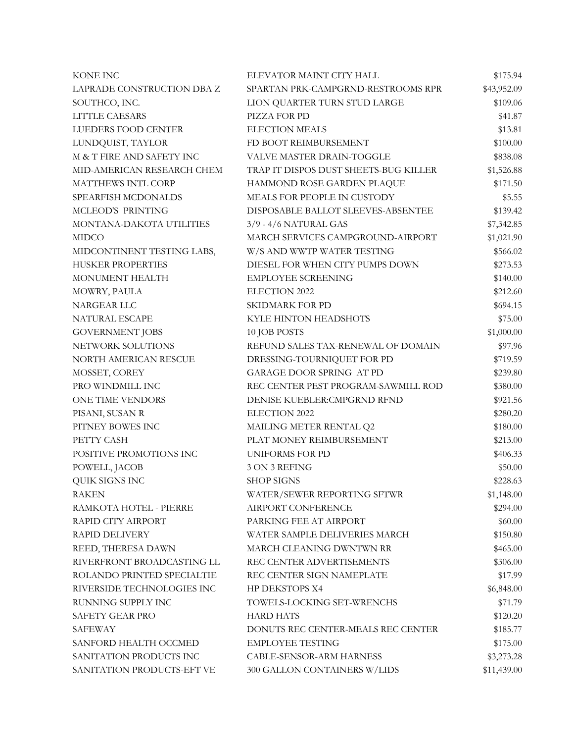| | | |
|---|---|---|
| KONE INC | ELEVATOR MAINT CITY HALL | $175.94 |
| LAPRADE CONSTRUCTION DBA Z | SPARTAN PRK-CAMPGRND-RESTROOMS RPR | $43,952.09 |
| SOUTHCO, INC. | LION QUARTER TURN STUD LARGE | $109.06 |
| LITTLE CAESARS | PIZZA FOR PD | $41.87 |
| LUEDERS FOOD CENTER | ELECTION MEALS | $13.81 |
| LUNDQUIST, TAYLOR | FD BOOT REIMBURSEMENT | $100.00 |
| M & T FIRE AND SAFETY INC | VALVE MASTER DRAIN-TOGGLE | $838.08 |
| MID-AMERICAN RESEARCH CHEM | TRAP IT DISPOS DUST SHEETS-BUG KILLER | $1,526.88 |
| MATTHEWS INTL CORP | HAMMOND ROSE GARDEN PLAQUE | $171.50 |
| SPEARFISH MCDONALDS | MEALS FOR PEOPLE IN CUSTODY | $5.55 |
| MCLEOD'S PRINTING | DISPOSABLE BALLOT SLEEVES-ABSENTEE | $139.42 |
| MONTANA-DAKOTA UTILITIES | 3/9 - 4/6 NATURAL GAS | $7,342.85 |
| MIDCO | MARCH SERVICES CAMPGROUND-AIRPORT | $1,021.90 |
| MIDCONTINENT TESTING LABS, | W/S AND WWTP WATER TESTING | $566.02 |
| HUSKER PROPERTIES | DIESEL FOR WHEN CITY PUMPS DOWN | $273.53 |
| MONUMENT HEALTH | EMPLOYEE SCREENING | $140.00 |
| MOWRY, PAULA | ELECTION 2022 | $212.60 |
| NARGEAR LLC | SKIDMARK FOR PD | $694.15 |
| NATURAL ESCAPE | KYLE HINTON HEADSHOTS | $75.00 |
| GOVERNMENT JOBS | 10 JOB POSTS | $1,000.00 |
| NETWORK SOLUTIONS | REFUND SALES TAX-RENEWAL OF DOMAIN | $97.96 |
| NORTH AMERICAN RESCUE | DRESSING-TOURNIQUET FOR PD | $719.59 |
| MOSSET, COREY | GARAGE DOOR SPRING AT PD | $239.80 |
| PRO WINDMILL INC | REC CENTER PEST PROGRAM-SAWMILL ROD | $380.00 |
| ONE TIME VENDORS | DENISE KUEBLER:CMPGRND RFND | $921.56 |
| PISANI, SUSAN R | ELECTION 2022 | $280.20 |
| PITNEY BOWES INC | MAILING METER RENTAL Q2 | $180.00 |
| PETTY CASH | PLAT MONEY REIMBURSEMENT | $213.00 |
| POSITIVE PROMOTIONS INC | UNIFORMS FOR PD | $406.33 |
| POWELL, JACOB | 3 ON 3 REFING | $50.00 |
| QUIK SIGNS INC | SHOP SIGNS | $228.63 |
| RAKEN | WATER/SEWER REPORTING SFTWR | $1,148.00 |
| RAMKOTA HOTEL - PIERRE | AIRPORT CONFERENCE | $294.00 |
| RAPID CITY AIRPORT | PARKING FEE AT AIRPORT | $60.00 |
| RAPID DELIVERY | WATER SAMPLE DELIVERIES MARCH | $150.80 |
| REED, THERESA DAWN | MARCH CLEANING DWNTWN RR | $465.00 |
| RIVERFRONT BROADCASTING LL | REC CENTER ADVERTISEMENTS | $306.00 |
| ROLANDO PRINTED SPECIALTIE | REC CENTER SIGN NAMEPLATE | $17.99 |
| RIVERSIDE TECHNOLOGIES INC | HP DEKSTOPS X4 | $6,848.00 |
| RUNNING SUPPLY INC | TOWELS-LOCKING SET-WRENCHS | $71.79 |
| SAFETY GEAR PRO | HARD HATS | $120.20 |
| SAFEWAY | DONUTS REC CENTER-MEALS REC CENTER | $185.77 |
| SANFORD HEALTH OCCMED | EMPLOYEE TESTING | $175.00 |
| SANITATION PRODUCTS INC | CABLE-SENSOR-ARM HARNESS | $3,273.28 |
| SANITATION PRODUCTS-EFT VE | 300 GALLON CONTAINERS W/LIDS | $11,439.00 |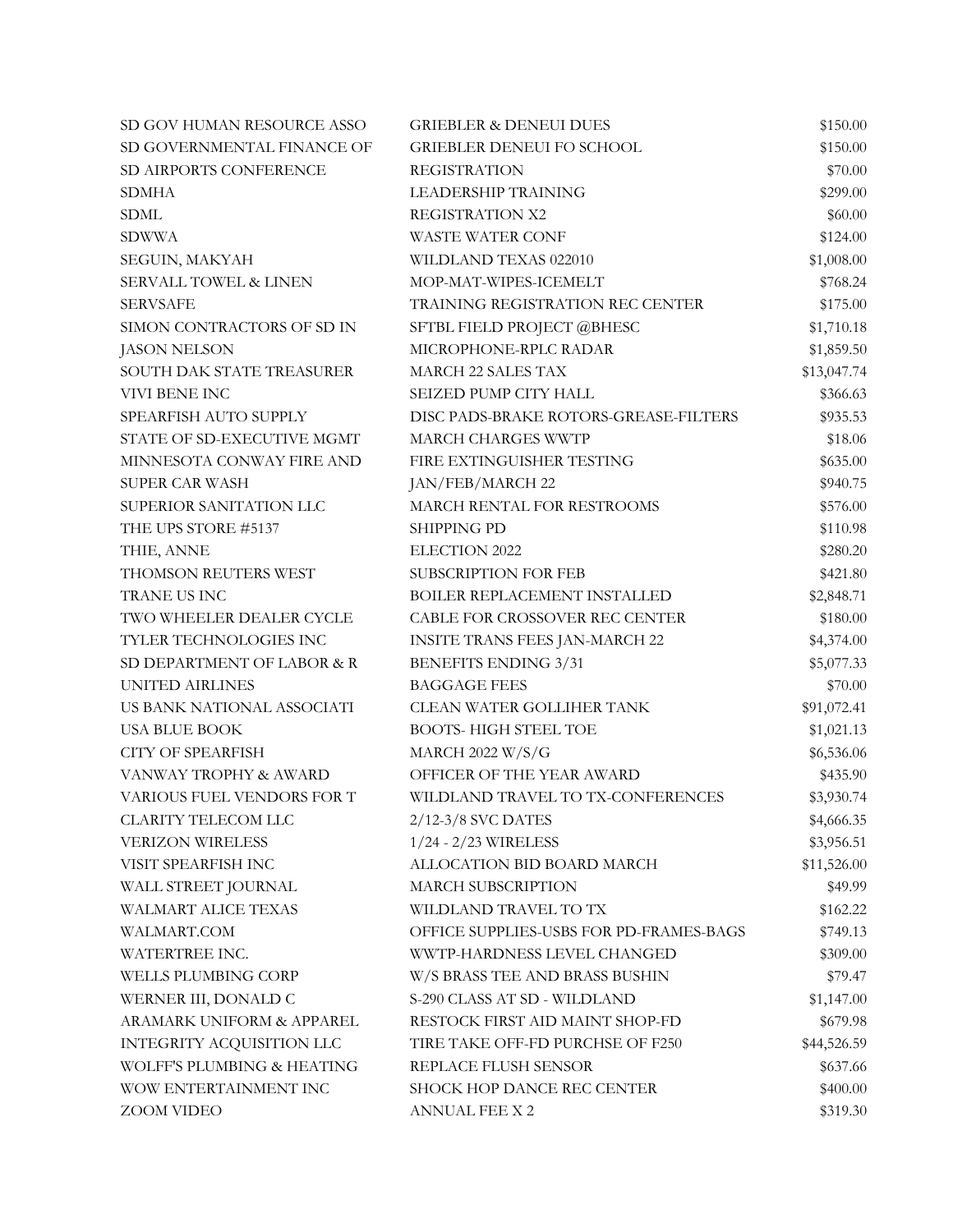| | | |
|---|---|---|
| SD GOV HUMAN RESOURCE ASSO | GRIEBLER & DENEUI DUES | $150.00 |
| SD GOVERNMENTAL FINANCE OF | GRIEBLER DENEUI FO SCHOOL | $150.00 |
| SD AIRPORTS CONFERENCE | REGISTRATION | $70.00 |
| SDMHA | LEADERSHIP TRAINING | $299.00 |
| SDML | REGISTRATION X2 | $60.00 |
| SDWWA | WASTE WATER CONF | $124.00 |
| SEGUIN, MAKYAH | WILDLAND TEXAS 022010 | $1,008.00 |
| SERVALL TOWEL & LINEN | MOP-MAT-WIPES-ICEMELT | $768.24 |
| SERVSAFE | TRAINING REGISTRATION REC CENTER | $175.00 |
| SIMON CONTRACTORS OF SD IN | SFTBL FIELD PROJECT @BHESC | $1,710.18 |
| JASON NELSON | MICROPHONE-RPLC RADAR | $1,859.50 |
| SOUTH DAK STATE TREASURER | MARCH 22 SALES TAX | $13,047.74 |
| VIVI BENE INC | SEIZED PUMP CITY HALL | $366.63 |
| SPEARFISH AUTO SUPPLY | DISC PADS-BRAKE ROTORS-GREASE-FILTERS | $935.53 |
| STATE OF SD-EXECUTIVE MGMT | MARCH CHARGES WWTP | $18.06 |
| MINNESOTA CONWAY FIRE AND | FIRE EXTINGUISHER TESTING | $635.00 |
| SUPER CAR WASH | JAN/FEB/MARCH 22 | $940.75 |
| SUPERIOR SANITATION LLC | MARCH RENTAL FOR RESTROOMS | $576.00 |
| THE UPS STORE #5137 | SHIPPING PD | $110.98 |
| THIE, ANNE | ELECTION 2022 | $280.20 |
| THOMSON REUTERS WEST | SUBSCRIPTION FOR FEB | $421.80 |
| TRANE US INC | BOILER REPLACEMENT INSTALLED | $2,848.71 |
| TWO WHEELER DEALER CYCLE | CABLE FOR CROSSOVER REC CENTER | $180.00 |
| TYLER TECHNOLOGIES INC | INSITE TRANS FEES JAN-MARCH 22 | $4,374.00 |
| SD DEPARTMENT OF LABOR & R | BENEFITS ENDING 3/31 | $5,077.33 |
| UNITED AIRLINES | BAGGAGE FEES | $70.00 |
| US BANK NATIONAL ASSOCIATI | CLEAN WATER GOLLIHER TANK | $91,072.41 |
| USA BLUE BOOK | BOOTS- HIGH STEEL TOE | $1,021.13 |
| CITY OF SPEARFISH | MARCH 2022 W/S/G | $6,536.06 |
| VANWAY TROPHY & AWARD | OFFICER OF THE YEAR AWARD | $435.90 |
| VARIOUS FUEL VENDORS FOR T | WILDLAND TRAVEL TO TX-CONFERENCES | $3,930.74 |
| CLARITY TELECOM LLC | 2/12-3/8 SVC DATES | $4,666.35 |
| VERIZON WIRELESS | 1/24 - 2/23 WIRELESS | $3,956.51 |
| VISIT SPEARFISH INC | ALLOCATION BID BOARD MARCH | $11,526.00 |
| WALL STREET JOURNAL | MARCH SUBSCRIPTION | $49.99 |
| WALMART ALICE TEXAS | WILDLAND TRAVEL TO TX | $162.22 |
| WALMART.COM | OFFICE SUPPLIES-USBS FOR PD-FRAMES-BAGS | $749.13 |
| WATERTREE INC. | WWTP-HARDNESS LEVEL CHANGED | $309.00 |
| WELLS PLUMBING CORP | W/S BRASS TEE AND BRASS BUSHIN | $79.47 |
| WERNER III, DONALD C | S-290 CLASS AT SD - WILDLAND | $1,147.00 |
| ARAMARK UNIFORM & APPAREL | RESTOCK FIRST AID MAINT SHOP-FD | $679.98 |
| INTEGRITY ACQUISITION LLC | TIRE TAKE OFF-FD PURCHSE OF F250 | $44,526.59 |
| WOLFF'S PLUMBING & HEATING | REPLACE FLUSH SENSOR | $637.66 |
| WOW ENTERTAINMENT INC | SHOCK HOP DANCE REC CENTER | $400.00 |
| ZOOM VIDEO | ANNUAL FEE X 2 | $319.30 |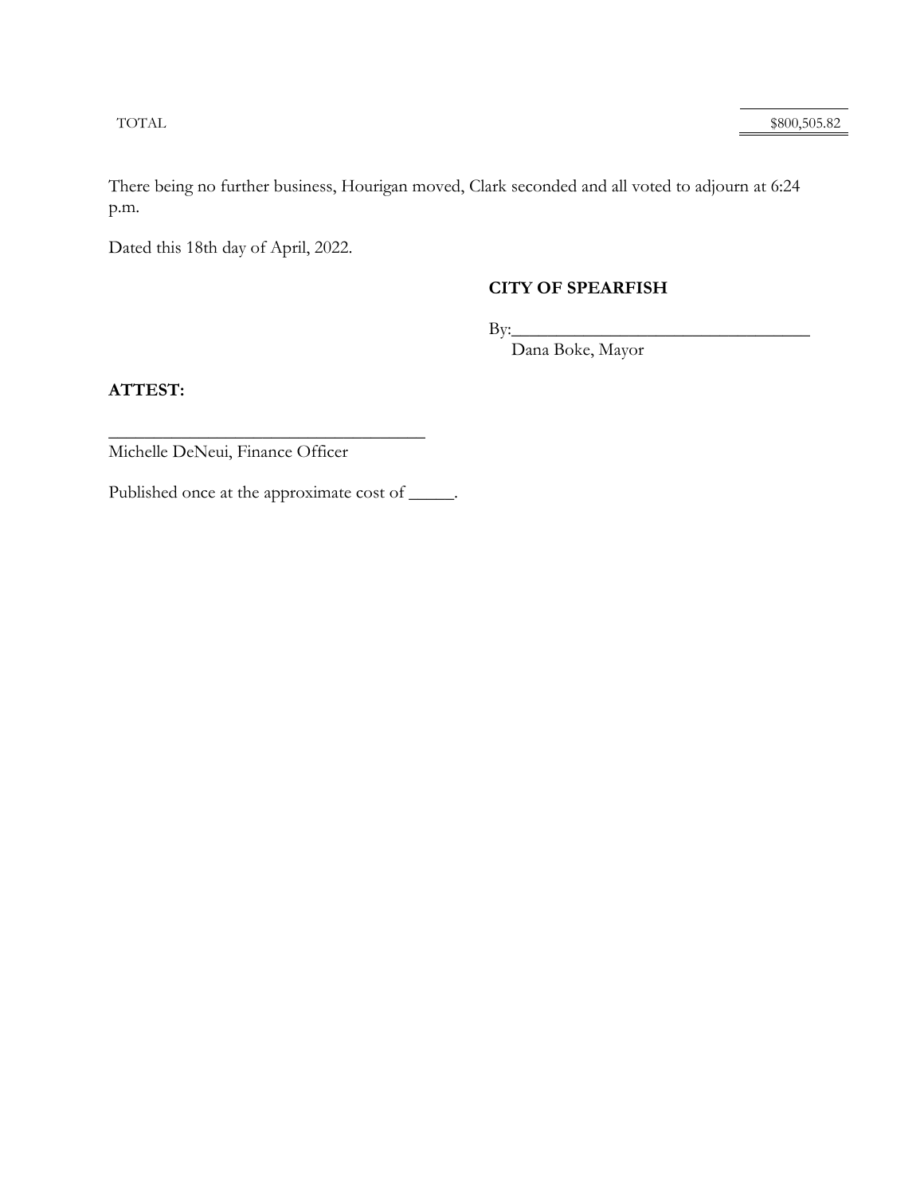| TOTAL | $800,505.82 |
|---|---|

There being no further business, Hourigan moved, Clark seconded and all voted to adjourn at 6:24 p.m.

Dated this 18th day of April, 2022.

**CITY OF SPEARFISH**

By:___________________________________
Dana Boke, Mayor

**ATTEST:**

_____________________________________
Michelle DeNeui, Finance Officer

Published once at the approximate cost of _____.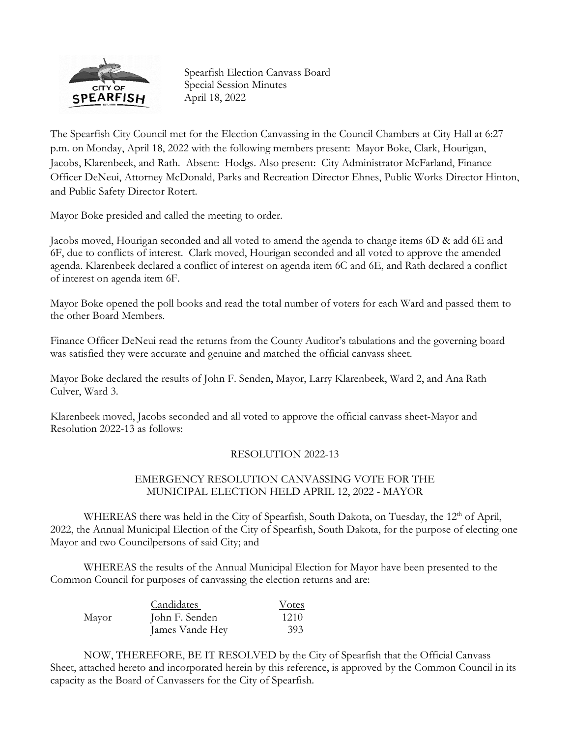Spearfish Election Canvass Board
Special Session Minutes
April 18, 2022

The Spearfish City Council met for the Election Canvassing in the Council Chambers at City Hall at 6:27 p.m. on Monday, April 18, 2022 with the following members present: Mayor Boke, Clark, Hourigan, Jacobs, Klarenbeek, and Rath. Absent: Hodgs. Also present: City Administrator McFarland, Finance Officer DeNeui, Attorney McDonald, Parks and Recreation Director Ehnes, Public Works Director Hinton, and Public Safety Director Rotert.

Mayor Boke presided and called the meeting to order.

Jacobs moved, Hourigan seconded and all voted to amend the agenda to change items 6D & add 6E and 6F, due to conflicts of interest. Clark moved, Hourigan seconded and all voted to approve the amended agenda. Klarenbeek declared a conflict of interest on agenda item 6C and 6E, and Rath declared a conflict of interest on agenda item 6F.

Mayor Boke opened the poll books and read the total number of voters for each Ward and passed them to the other Board Members.

Finance Officer DeNeui read the returns from the County Auditor's tabulations and the governing board was satisfied they were accurate and genuine and matched the official canvass sheet.

Mayor Boke declared the results of John F. Senden, Mayor, Larry Klarenbeek, Ward 2, and Ana Rath Culver, Ward 3.

Klarenbeek moved, Jacobs seconded and all voted to approve the official canvass sheet-Mayor and Resolution 2022-13 as follows:

## RESOLUTION 2022-13

### EMERGENCY RESOLUTION CANVASSING VOTE FOR THE MUNICIPAL ELECTION HELD APRIL 12, 2022 - MAYOR

WHEREAS there was held in the City of Spearfish, South Dakota, on Tuesday, the 12th of April, 2022, the Annual Municipal Election of the City of Spearfish, South Dakota, for the purpose of electing one Mayor and two Councilpersons of said City; and

WHEREAS the results of the Annual Municipal Election for Mayor have been presented to the Common Council for purposes of canvassing the election returns and are:

| | Candidates | Votes |
|---|---|---|
| Mayor | John F. Senden | 1210 |
| | James Vande Hey | 393 |

NOW, THEREFORE, BE IT RESOLVED by the City of Spearfish that the Official Canvass Sheet, attached hereto and incorporated herein by this reference, is approved by the Common Council in its capacity as the Board of Canvassers for the City of Spearfish.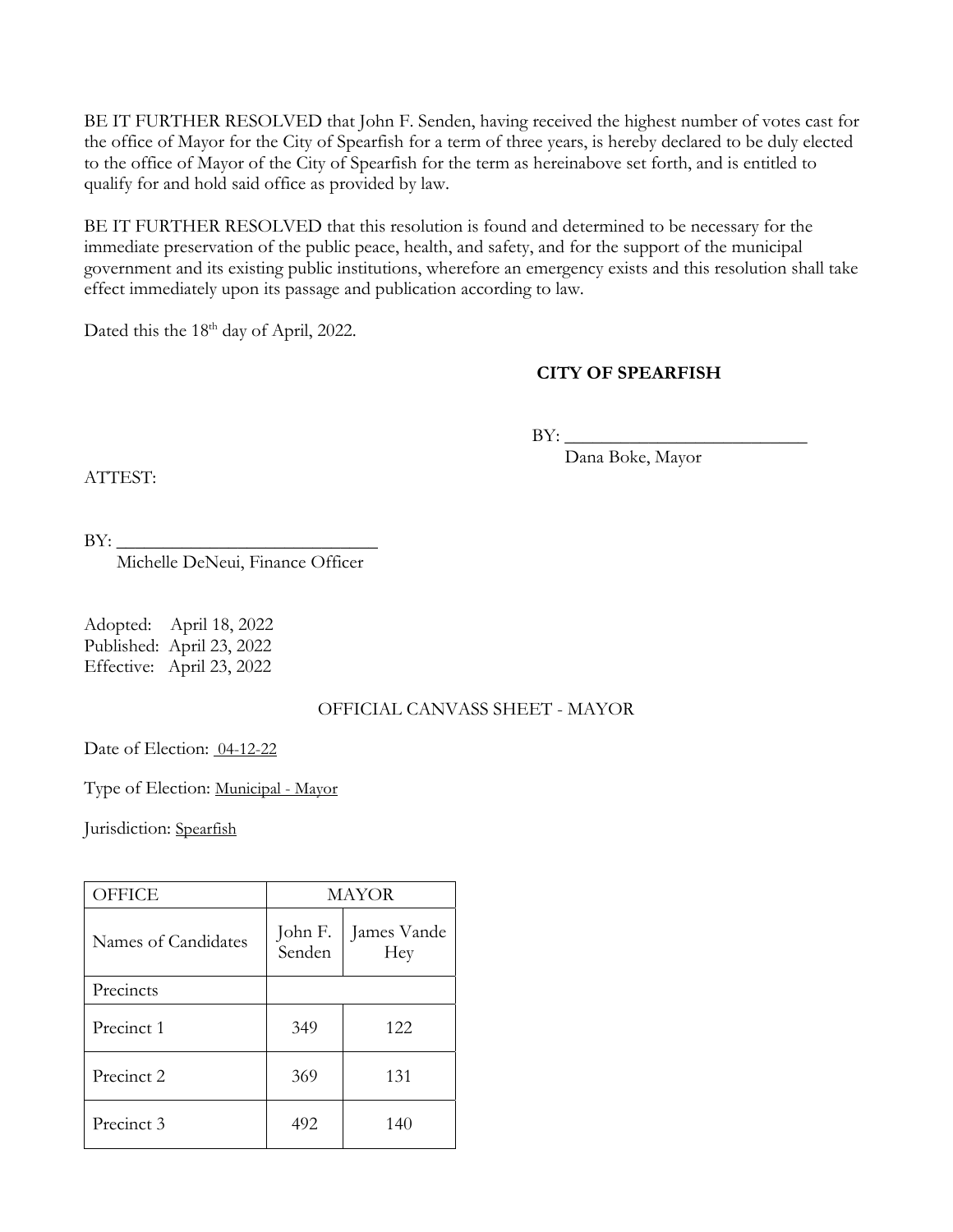BE IT FURTHER RESOLVED that John F. Senden, having received the highest number of votes cast for the office of Mayor for the City of Spearfish for a term of three years, is hereby declared to be duly elected to the office of Mayor of the City of Spearfish for the term as hereinabove set forth, and is entitled to qualify for and hold said office as provided by law.

BE IT FURTHER RESOLVED that this resolution is found and determined to be necessary for the immediate preservation of the public peace, health, and safety, and for the support of the municipal government and its existing public institutions, wherefore an emergency exists and this resolution shall take effect immediately upon its passage and publication according to law.

Dated this the 18th day of April, 2022.

**CITY OF SPEARFISH**

BY: ___________________________
Dana Boke, Mayor

ATTEST:

BY: ____________________________
Michelle DeNeui, Finance Officer

Adopted: April 18, 2022
Published: April 23, 2022
Effective: April 23, 2022

OFFICIAL CANVASS SHEET - MAYOR

Date of Election: 04-12-22

Type of Election: Municipal - Mayor

Jurisdiction: Spearfish

| OFFICE | MAYOR | |
|---|---|---|
| Names of Candidates | John F. Senden | James Vande Hey |
| Precincts | | |
| Precinct 1 | 349 | 122 |
| Precinct 2 | 369 | 131 |
| Precinct 3 | 492 | 140 |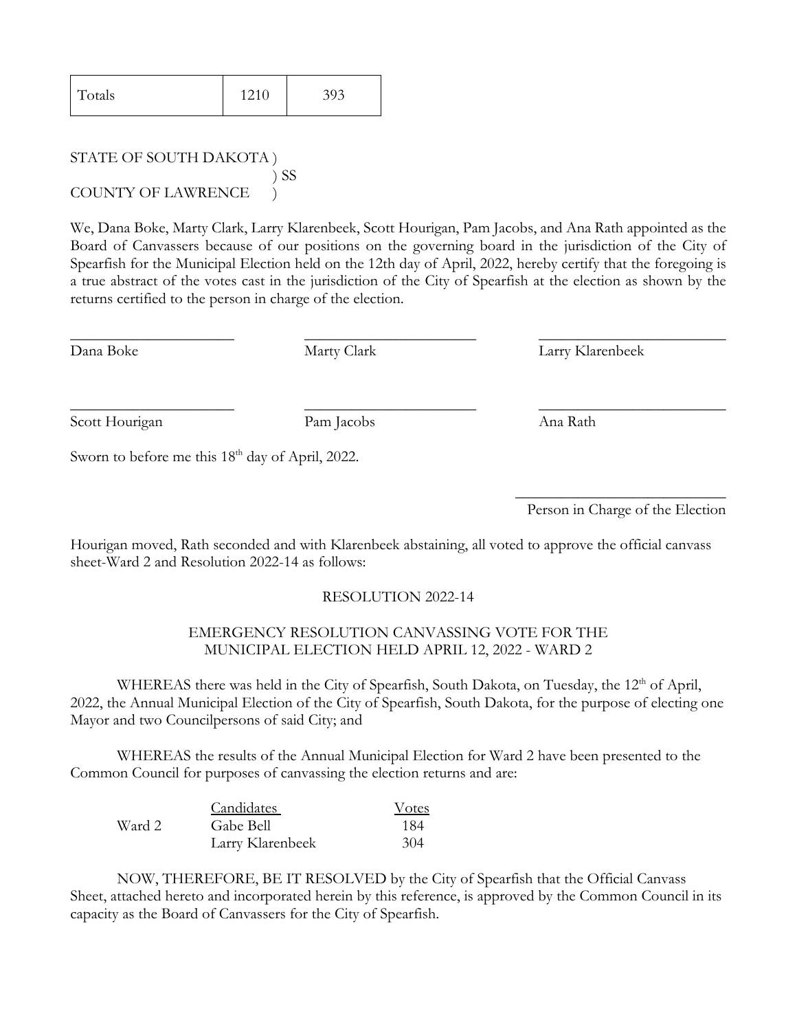| Totals | 1210 | 393 |
|---|---|---|

STATE OF SOUTH DAKOTA )
) SS
COUNTY OF LAWRENCE )

We, Dana Boke, Marty Clark, Larry Klarenbeek, Scott Hourigan, Pam Jacobs, and Ana Rath appointed as the Board of Canvassers because of our positions on the governing board in the jurisdiction of the City of Spearfish for the Municipal Election held on the 12th day of April, 2022, hereby certify that the foregoing is a true abstract of the votes cast in the jurisdiction of the City of Spearfish at the election as shown by the returns certified to the person in charge of the election.

\_\_\_\_\_\_\_\_\_\_\_\_\_\_\_\_\_\_\_\_\_\_ Dana Boke

\_\_\_\_\_\_\_\_\_\_\_\_\_\_\_\_\_\_\_\_\_\_ Marty Clark

\_\_\_\_\_\_\_\_\_\_\_\_\_\_\_\_\_\_\_\_\_\_ Larry Klarenbeek

\_\_\_\_\_\_\_\_\_\_\_\_\_\_\_\_\_\_\_\_\_\_ Scott Hourigan

\_\_\_\_\_\_\_\_\_\_\_\_\_\_\_\_\_\_\_\_\_\_ Pam Jacobs

\_\_\_\_\_\_\_\_\_\_\_\_\_\_\_\_\_\_\_\_\_\_ Ana Rath

Sworn to before me this 18th day of April, 2022.

\_\_\_\_\_\_\_\_\_\_\_\_\_\_\_\_\_\_\_\_\_\_\_\_\_\_\_
Person in Charge of the Election

Hourigan moved, Rath seconded and with Klarenbeek abstaining, all voted to approve the official canvass sheet-Ward 2 and Resolution 2022-14 as follows:

RESOLUTION 2022-14

EMERGENCY RESOLUTION CANVASSING VOTE FOR THE MUNICIPAL ELECTION HELD APRIL 12, 2022 - WARD 2

WHEREAS there was held in the City of Spearfish, South Dakota, on Tuesday, the 12th of April, 2022, the Annual Municipal Election of the City of Spearfish, South Dakota, for the purpose of electing one Mayor and two Councilpersons of said City; and

WHEREAS the results of the Annual Municipal Election for Ward 2 have been presented to the Common Council for purposes of canvassing the election returns and are:

| | Candidates | Votes |
|---|---|---|
| Ward 2 | Gabe Bell | 184 |
| | Larry Klarenbeek | 304 |

NOW, THEREFORE, BE IT RESOLVED by the City of Spearfish that the Official Canvass Sheet, attached hereto and incorporated herein by this reference, is approved by the Common Council in its capacity as the Board of Canvassers for the City of Spearfish.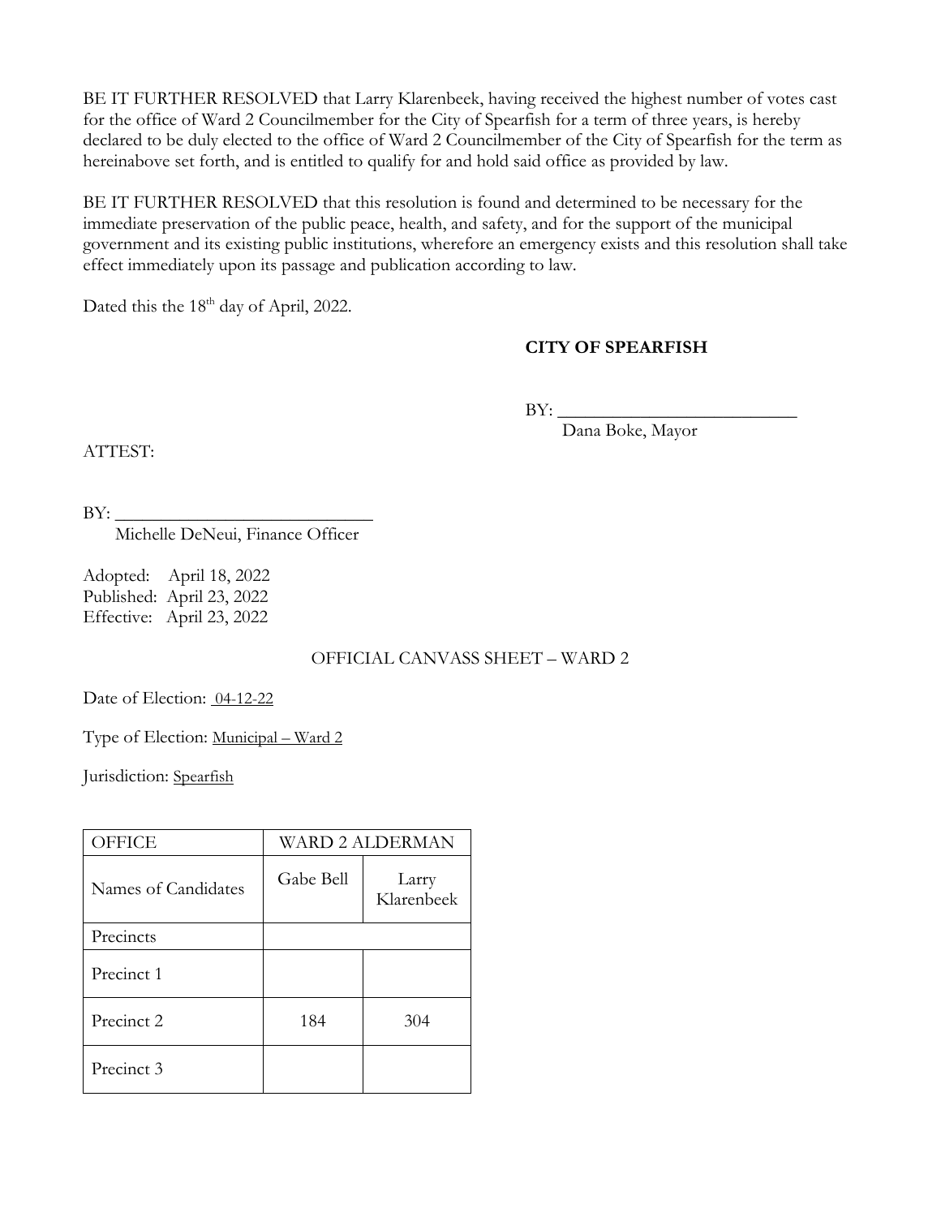BE IT FURTHER RESOLVED that Larry Klarenbeek, having received the highest number of votes cast for the office of Ward 2 Councilmember for the City of Spearfish for a term of three years, is hereby declared to be duly elected to the office of Ward 2 Councilmember of the City of Spearfish for the term as hereinabove set forth, and is entitled to qualify for and hold said office as provided by law.

BE IT FURTHER RESOLVED that this resolution is found and determined to be necessary for the immediate preservation of the public peace, health, and safety, and for the support of the municipal government and its existing public institutions, wherefore an emergency exists and this resolution shall take effect immediately upon its passage and publication according to law.

Dated this the 18th day of April, 2022.

**CITY OF SPEARFISH**

BY: ___________________________
Dana Boke, Mayor

ATTEST:

BY: ___________________________
Michelle DeNeui, Finance Officer

Adopted: April 18, 2022
Published: April 23, 2022
Effective: April 23, 2022

OFFICIAL CANVASS SHEET – WARD 2

Date of Election: 04-12-22

Type of Election: Municipal – Ward 2

Jurisdiction: Spearfish

| OFFICE | WARD 2 ALDERMAN | |
|---|---|---|
| Names of Candidates | Gabe Bell | Larry Klarenbeek |
| Precincts | | |
| Precinct 1 | | |
| Precinct 2 | 184 | 304 |
| Precinct 3 | | |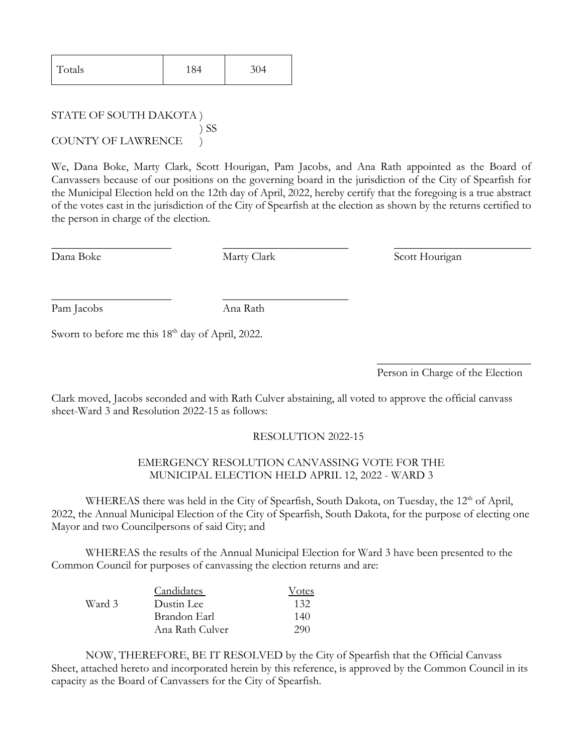| Totals | 184 | 304 |
| --- | --- | --- |

STATE OF SOUTH DAKOTA )
) SS
COUNTY OF LAWRENCE )

We, Dana Boke, Marty Clark, Scott Hourigan, Pam Jacobs, and Ana Rath appointed as the Board of Canvassers because of our positions on the governing board in the jurisdiction of the City of Spearfish for the Municipal Election held on the 12th day of April, 2022, hereby certify that the foregoing is a true abstract of the votes cast in the jurisdiction of the City of Spearfish at the election as shown by the returns certified to the person in charge of the election.

\_\_\_\_\_\_\_\_\_\_\_\_\_\_\_\_\_\_\_\_ Dana Boke

\_\_\_\_\_\_\_\_\_\_\_\_\_\_\_\_\_\_\_\_ Marty Clark

\_\_\_\_\_\_\_\_\_\_\_\_\_\_\_\_\_\_\_\_ Scott Hourigan

\_\_\_\_\_\_\_\_\_\_\_\_\_\_\_\_\_\_\_\_ Pam Jacobs

\_\_\_\_\_\_\_\_\_\_\_\_\_\_\_\_\_\_\_\_ Ana Rath

Sworn to before me this 18th day of April, 2022.

\_\_\_\_\_\_\_\_\_\_\_\_\_\_\_\_\_\_\_\_ Person in Charge of the Election

Clark moved, Jacobs seconded and with Rath Culver abstaining, all voted to approve the official canvass sheet-Ward 3 and Resolution 2022-15 as follows:

RESOLUTION 2022-15

EMERGENCY RESOLUTION CANVASSING VOTE FOR THE MUNICIPAL ELECTION HELD APRIL 12, 2022 - WARD 3

WHEREAS there was held in the City of Spearfish, South Dakota, on Tuesday, the 12th of April, 2022, the Annual Municipal Election of the City of Spearfish, South Dakota, for the purpose of electing one Mayor and two Councilpersons of said City; and

WHEREAS the results of the Annual Municipal Election for Ward 3 have been presented to the Common Council for purposes of canvassing the election returns and are:

| | Candidates | Votes |
| --- | --- | --- |
| Ward 3 | Dustin Lee | 132 |
| | Brandon Earl | 140 |
| | Ana Rath Culver | 290 |

NOW, THEREFORE, BE IT RESOLVED by the City of Spearfish that the Official Canvass Sheet, attached hereto and incorporated herein by this reference, is approved by the Common Council in its capacity as the Board of Canvassers for the City of Spearfish.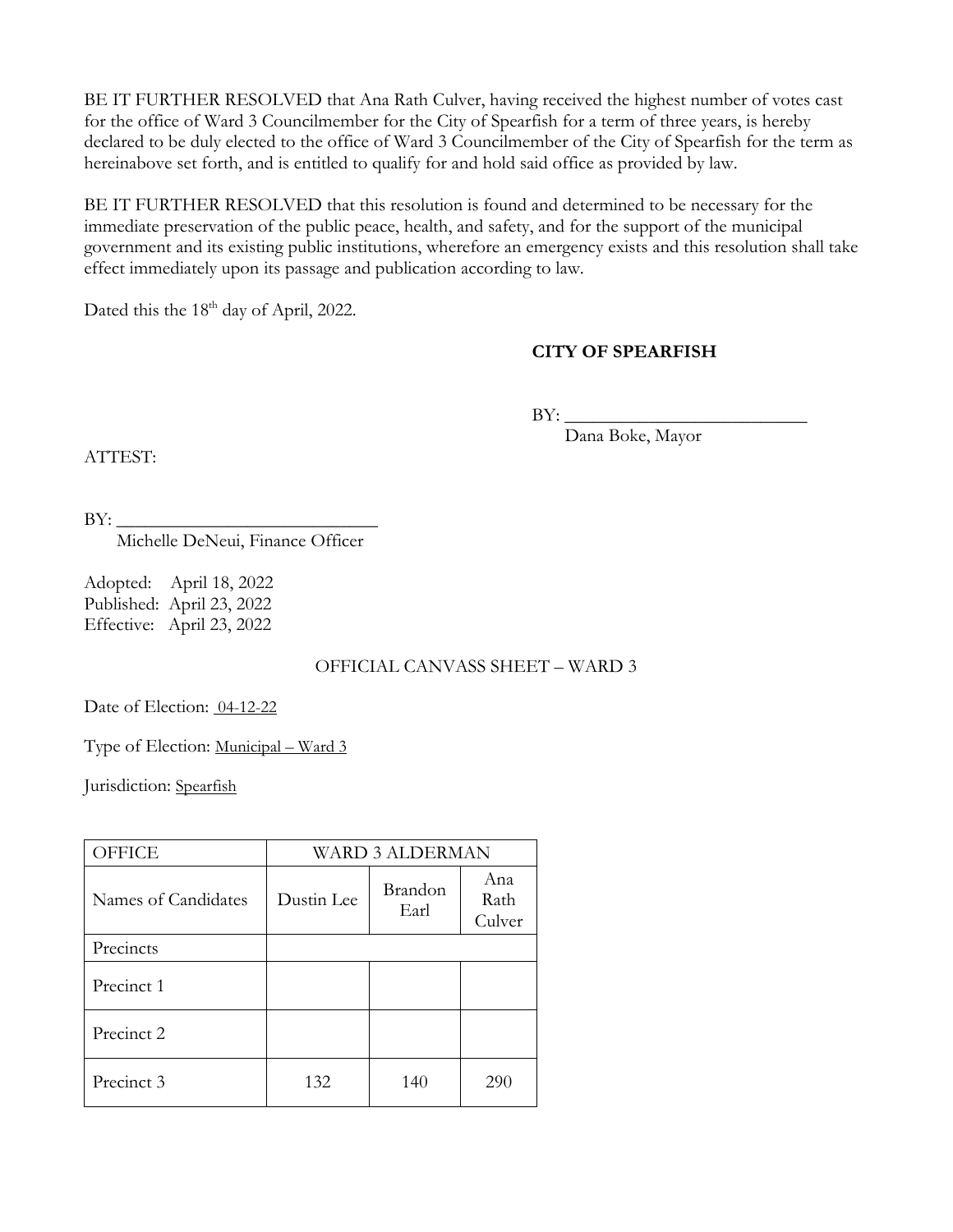BE IT FURTHER RESOLVED that Ana Rath Culver, having received the highest number of votes cast for the office of Ward 3 Councilmember for the City of Spearfish for a term of three years, is hereby declared to be duly elected to the office of Ward 3 Councilmember of the City of Spearfish for the term as hereinabove set forth, and is entitled to qualify for and hold said office as provided by law.

BE IT FURTHER RESOLVED that this resolution is found and determined to be necessary for the immediate preservation of the public peace, health, and safety, and for the support of the municipal government and its existing public institutions, wherefore an emergency exists and this resolution shall take effect immediately upon its passage and publication according to law.

Dated this the 18th day of April, 2022.

**CITY OF SPEARFISH**

BY: ___________________________
Dana Boke, Mayor

ATTEST:

BY: ____________________________
Michelle DeNeui, Finance Officer

Adopted: April 18, 2022
Published: April 23, 2022
Effective: April 23, 2022

OFFICIAL CANVASS SHEET – WARD 3

Date of Election: 04-12-22

Type of Election: Municipal – Ward 3

Jurisdiction: Spearfish

| OFFICE | WARD 3 ALDERMAN | | |
|---|---|---|---|
| Names of Candidates | Dustin Lee | Brandon Earl | Ana Rath Culver |
| Precincts | | | |
| Precinct 1 | | | |
| Precinct 2 | | | |
| Precinct 3 | 132 | 140 | 290 |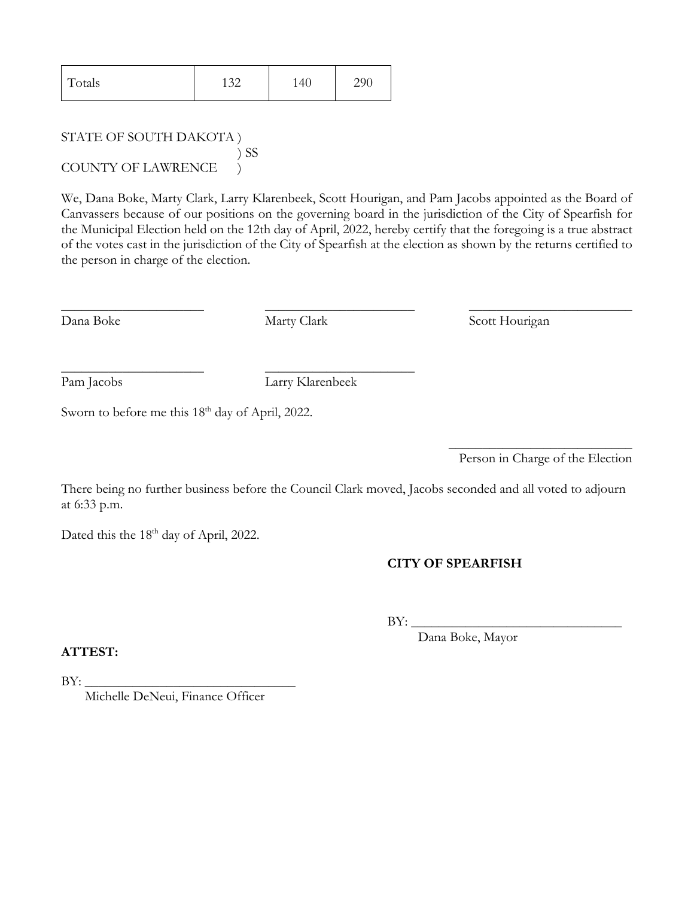| | | | |
|---|---|---|---|
| Totals | 132 | 140 | 290 |

STATE OF SOUTH DAKOTA )  
) SS  
COUNTY OF LAWRENCE )

We, Dana Boke, Marty Clark, Larry Klarenbeek, Scott Hourigan, and Pam Jacobs appointed as the Board of Canvassers because of our positions on the governing board in the jurisdiction of the City of Spearfish for the Municipal Election held on the 12th day of April, 2022, hereby certify that the foregoing is a true abstract of the votes cast in the jurisdiction of the City of Spearfish at the election as shown by the returns certified to the person in charge of the election.

\_\_\_\_\_\_\_\_\_\_\_\_\_\_\_\_\_\_\_\_\_\_  
Dana Boke

\_\_\_\_\_\_\_\_\_\_\_\_\_\_\_\_\_\_\_\_\_\_  
Marty Clark

\_\_\_\_\_\_\_\_\_\_\_\_\_\_\_\_\_\_\_\_\_\_  
Scott Hourigan

\_\_\_\_\_\_\_\_\_\_\_\_\_\_\_\_\_\_\_\_\_\_  
Pam Jacobs

\_\_\_\_\_\_\_\_\_\_\_\_\_\_\_\_\_\_\_\_\_\_  
Larry Klarenbeek

Sworn to before me this 18th day of April, 2022.

\_\_\_\_\_\_\_\_\_\_\_\_\_\_\_\_\_\_\_\_\_\_\_\_\_\_\_\_  
Person in Charge of the Election

There being no further business before the Council Clark moved, Jacobs seconded and all voted to adjourn at 6:33 p.m.

Dated this the 18th day of April, 2022.

**CITY OF SPEARFISH**

BY: \_\_\_\_\_\_\_\_\_\_\_\_\_\_\_\_\_\_\_\_\_\_\_\_\_\_\_\_\_\_  
Dana Boke, Mayor

**ATTEST:**

BY: \_\_\_\_\_\_\_\_\_\_\_\_\_\_\_\_\_\_\_\_\_\_\_\_\_\_\_\_\_\_  
Michelle DeNeui, Finance Officer